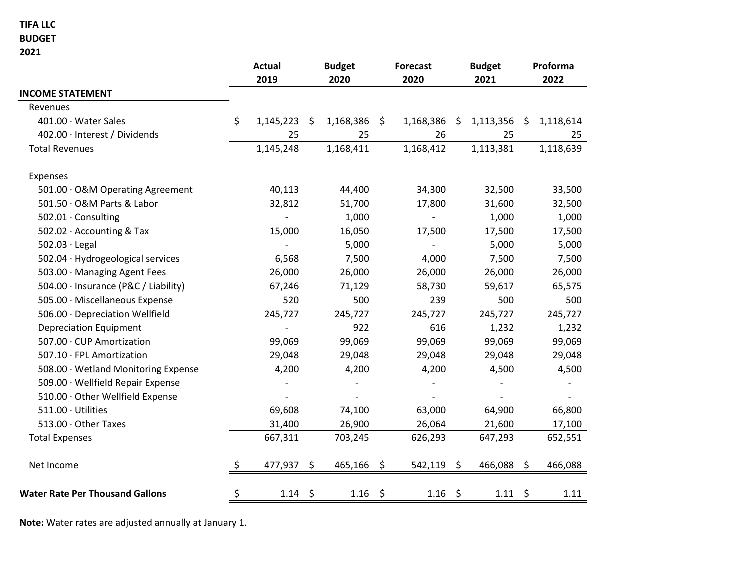**TIFA LLC**
**BUDGET**
**2021**

| | Actual 2019 | Budget 2020 | Forecast 2020 | Budget 2021 | Proforma 2022 |
|---|---|---|---|---|---|
| **INCOME STATEMENT** | | | | | |
| Revenues | | | | | |
| 401.00 · Water Sales | $ 1,145,223 | $ 1,168,386 | $ 1,168,386 | $ 1,113,356 | $ 1,118,614 |
| 402.00 · Interest / Dividends | 25 | 25 | 26 | 25 | 25 |
| Total Revenues | 1,145,248 | 1,168,411 | 1,168,412 | 1,113,381 | 1,118,639 |
| | | | | | |
| Expenses | | | | | |
| 501.00 · O&M Operating Agreement | 40,113 | 44,400 | 34,300 | 32,500 | 33,500 |
| 501.50 · O&M Parts & Labor | 32,812 | 51,700 | 17,800 | 31,600 | 32,500 |
| 502.01 · Consulting | - | 1,000 | - | 1,000 | 1,000 |
| 502.02 · Accounting & Tax | 15,000 | 16,050 | 17,500 | 17,500 | 17,500 |
| 502.03 · Legal | - | 5,000 | - | 5,000 | 5,000 |
| 502.04 · Hydrogeological services | 6,568 | 7,500 | 4,000 | 7,500 | 7,500 |
| 503.00 · Managing Agent Fees | 26,000 | 26,000 | 26,000 | 26,000 | 26,000 |
| 504.00 · Insurance (P&C / Liability) | 67,246 | 71,129 | 58,730 | 59,617 | 65,575 |
| 505.00 · Miscellaneous Expense | 520 | 500 | 239 | 500 | 500 |
| 506.00 · Depreciation Wellfield | 245,727 | 245,727 | 245,727 | 245,727 | 245,727 |
| Depreciation Equipment | - | 922 | 616 | 1,232 | 1,232 |
| 507.00 · CUP Amortization | 99,069 | 99,069 | 99,069 | 99,069 | 99,069 |
| 507.10 · FPL Amortization | 29,048 | 29,048 | 29,048 | 29,048 | 29,048 |
| 508.00 · Wetland Monitoring Expense | 4,200 | 4,200 | 4,200 | 4,500 | 4,500 |
| 509.00 · Wellfield Repair Expense | - | - | - | - | - |
| 510.00 · Other Wellfield Expense | - | - | - | - | - |
| 511.00 · Utilities | 69,608 | 74,100 | 63,000 | 64,900 | 66,800 |
| 513.00 · Other Taxes | 31,400 | 26,900 | 26,064 | 21,600 | 17,100 |
| Total Expenses | 667,311 | 703,245 | 626,293 | 647,293 | 652,551 |
| | | | | | |
| Net Income | $ 477,937 | $ 465,166 | $ 542,119 | $ 466,088 | $ 466,088 |
| | | | | | |
| **Water Rate Per Thousand Gallons** | $ 1.14 | $ 1.16 | $ 1.16 | $ 1.11 | $ 1.11 |

**Note:** Water rates are adjusted annually at January 1.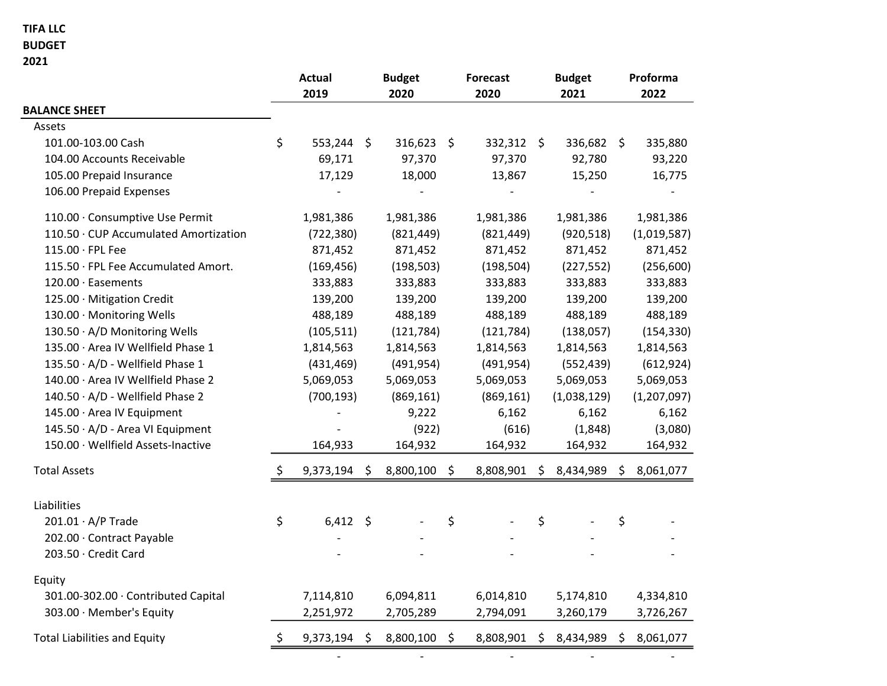**TIFA LLC**
**BUDGET**
**2021**

| | Actual 2019 | Budget 2020 | Forecast 2020 | Budget 2021 | Proforma 2022 |
|---|---|---|---|---|---|
| **BALANCE SHEET** | | | | | |
| Assets | | | | | |
| 101.00-103.00 Cash | $ 553,244 | $ 316,623 | $ 332,312 | $ 336,682 | $ 335,880 |
| 104.00 Accounts Receivable | 69,171 | 97,370 | 97,370 | 92,780 | 93,220 |
| 105.00 Prepaid Insurance | 17,129 | 18,000 | 13,867 | 15,250 | 16,775 |
| 106.00 Prepaid Expenses | - | - | - | - | - |
| 110.00 · Consumptive Use Permit | 1,981,386 | 1,981,386 | 1,981,386 | 1,981,386 | 1,981,386 |
| 110.50 · CUP Accumulated Amortization | (722,380) | (821,449) | (821,449) | (920,518) | (1,019,587) |
| 115.00 · FPL Fee | 871,452 | 871,452 | 871,452 | 871,452 | 871,452 |
| 115.50 · FPL Fee Accumulated Amort. | (169,456) | (198,503) | (198,504) | (227,552) | (256,600) |
| 120.00 · Easements | 333,883 | 333,883 | 333,883 | 333,883 | 333,883 |
| 125.00 · Mitigation Credit | 139,200 | 139,200 | 139,200 | 139,200 | 139,200 |
| 130.00 · Monitoring Wells | 488,189 | 488,189 | 488,189 | 488,189 | 488,189 |
| 130.50 · A/D Monitoring Wells | (105,511) | (121,784) | (121,784) | (138,057) | (154,330) |
| 135.00 · Area IV Wellfield Phase 1 | 1,814,563 | 1,814,563 | 1,814,563 | 1,814,563 | 1,814,563 |
| 135.50 · A/D - Wellfield Phase 1 | (431,469) | (491,954) | (491,954) | (552,439) | (612,924) |
| 140.00 · Area IV Wellfield Phase 2 | 5,069,053 | 5,069,053 | 5,069,053 | 5,069,053 | 5,069,053 |
| 140.50 · A/D - Wellfield Phase 2 | (700,193) | (869,161) | (869,161) | (1,038,129) | (1,207,097) |
| 145.00 · Area IV Equipment | - | 9,222 | 6,162 | 6,162 | 6,162 |
| 145.50 · A/D - Area VI Equipment | - | (922) | (616) | (1,848) | (3,080) |
| 150.00 · Wellfield Assets-Inactive | 164,933 | 164,932 | 164,932 | 164,932 | 164,932 |
| Total Assets | $ 9,373,194 | $ 8,800,100 | $ 8,808,901 | $ 8,434,989 | $ 8,061,077 |
| Liabilities | | | | | |
| 201.01 · A/P Trade | $ 6,412 | $ - | $ - | $ - | $ - |
| 202.00 · Contract Payable | - | - | - | - | - |
| 203.50 · Credit Card | - | - | - | - | - |
| Equity | | | | | |
| 301.00-302.00 · Contributed Capital | 7,114,810 | 6,094,811 | 6,014,810 | 5,174,810 | 4,334,810 |
| 303.00 · Member's Equity | 2,251,972 | 2,705,289 | 2,794,091 | 3,260,179 | 3,726,267 |
| Total Liabilities and Equity | $ 9,373,194 | $ 8,800,100 | $ 8,808,901 | $ 8,434,989 | $ 8,061,077 |
| | - | - | - | - | - |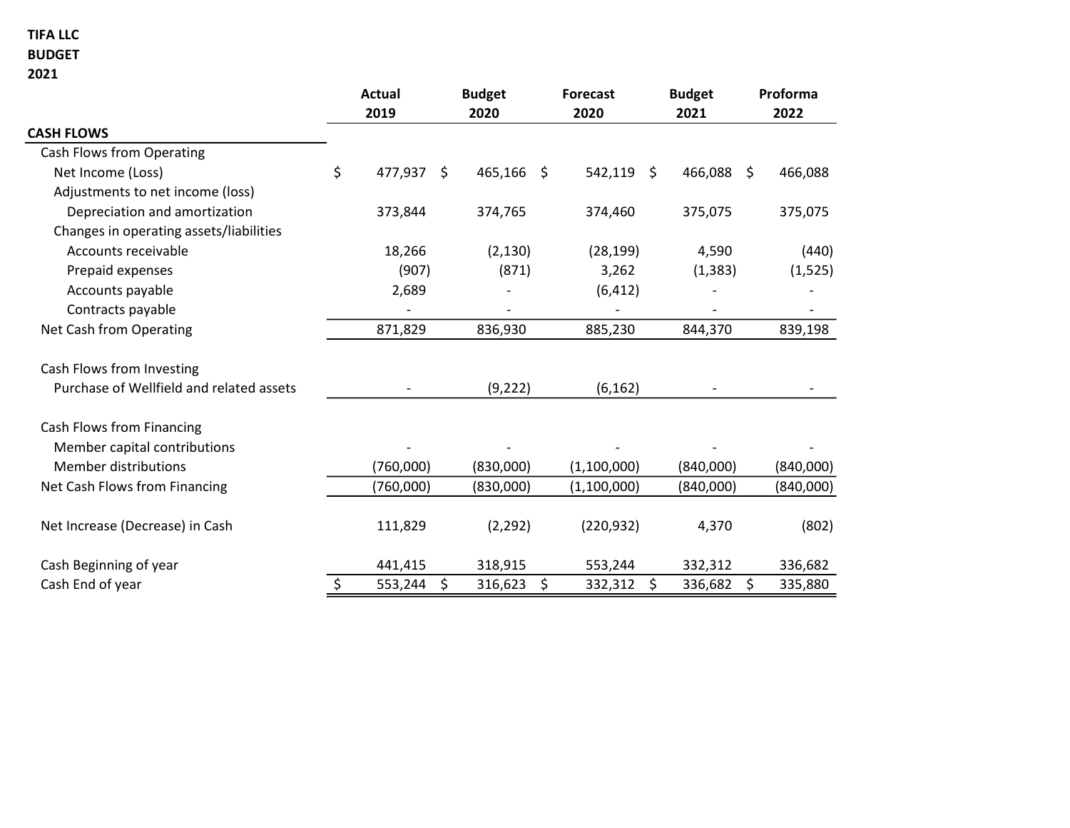**TIFA LLC**
**BUDGET**
**2021**

| | Actual 2019 | Budget 2020 | Forecast 2020 | Budget 2021 | Proforma 2022 |
|---|---|---|---|---|---|
| **CASH FLOWS** | | | | | |
| Cash Flows from Operating | | | | | |
| Net Income (Loss) | $ 477,937 | $ 465,166 | $ 542,119 | $ 466,088 | $ 466,088 |
| Adjustments to net income (loss) | | | | | |
| Depreciation and amortization | 373,844 | 374,765 | 374,460 | 375,075 | 375,075 |
| Changes in operating assets/liabilities | | | | | |
| Accounts receivable | 18,266 | (2,130) | (28,199) | 4,590 | (440) |
| Prepaid expenses | (907) | (871) | 3,262 | (1,383) | (1,525) |
| Accounts payable | 2,689 | - | (6,412) | - | - |
| Contracts payable | - | - | - | - | - |
| Net Cash from Operating | 871,829 | 836,930 | 885,230 | 844,370 | 839,198 |
| | | | | | |
| Cash Flows from Investing | | | | | |
| Purchase of Wellfield and related assets | - | (9,222) | (6,162) | - | - |
| | | | | | |
| Cash Flows from Financing | | | | | |
| Member capital contributions | - | - | - | - | - |
| Member distributions | (760,000) | (830,000) | (1,100,000) | (840,000) | (840,000) |
| Net Cash Flows from Financing | (760,000) | (830,000) | (1,100,000) | (840,000) | (840,000) |
| | | | | | |
| Net Increase (Decrease) in Cash | 111,829 | (2,292) | (220,932) | 4,370 | (802) |
| | | | | | |
| Cash Beginning of year | 441,415 | 318,915 | 553,244 | 332,312 | 336,682 |
| Cash End of year | $ 553,244 | $ 316,623 | $ 332,312 | $ 336,682 | $ 335,880 |